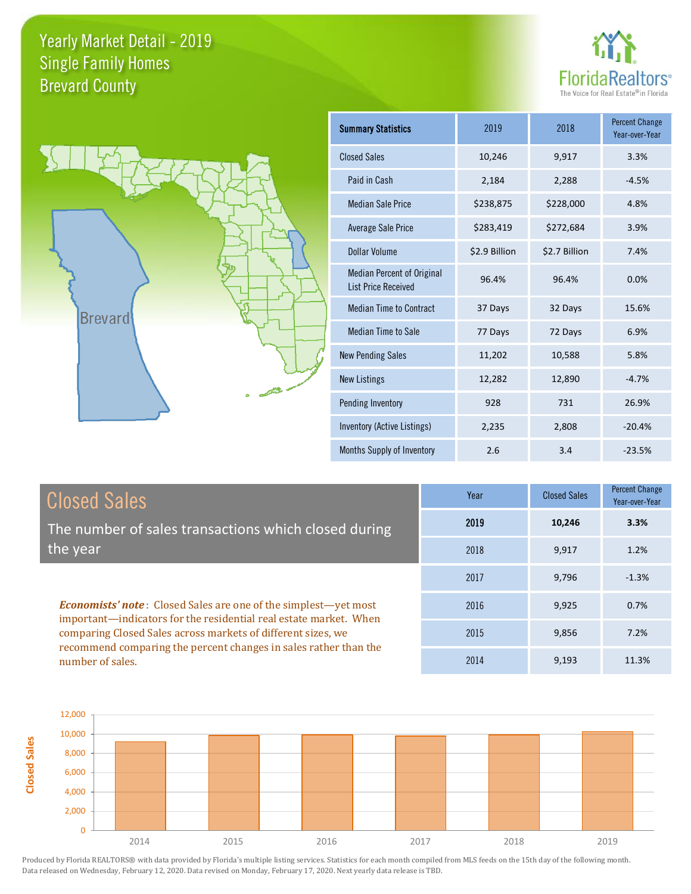# Yearly Market Detail - 2019
## Single Family Homes
## Brevard County

FloridaRealtors®
The Voice for Real Estate® in Florida

Brevard

| Summary Statistics | 2019 | 2018 | Percent Change Year-over-Year |
|---|---|---|---|
| Closed Sales | 10,246 | 9,917 | 3.3% |
| Paid in Cash | 2,184 | 2,288 | -4.5% |
| Median Sale Price | $238,875 | $228,000 | 4.8% |
| Average Sale Price | $283,419 | $272,684 | 3.9% |
| Dollar Volume | $2.9 Billion | $2.7 Billion | 7.4% |
| Median Percent of Original List Price Received | 96.4% | 96.4% | 0.0% |
| Median Time to Contract | 37 Days | 32 Days | 15.6% |
| Median Time to Sale | 77 Days | 72 Days | 6.9% |
| New Pending Sales | 11,202 | 10,588 | 5.8% |
| New Listings | 12,282 | 12,890 | -4.7% |
| Pending Inventory | 928 | 731 | 26.9% |
| Inventory (Active Listings) | 2,235 | 2,808 | -20.4% |
| Months Supply of Inventory | 2.6 | 3.4 | -23.5% |

## Closed Sales

The number of sales transactions which closed during the year

***Economists' note***: Closed Sales are one of the simplest—yet most important—indicators for the residential real estate market. When comparing Closed Sales across markets of different sizes, we recommend comparing the percent changes in sales rather than the number of sales.

| Year | Closed Sales | Percent Change Year-over-Year |
|---|---|---|
| **2019** | **10,246** | **3.3%** |
| 2018 | 9,917 | 1.2% |
| 2017 | 9,796 | -1.3% |
| 2016 | 9,925 | 0.7% |
| 2015 | 9,856 | 7.2% |
| 2014 | 9,193 | 11.3% |

Produced by Florida REALTORS® with data provided by Florida's multiple listing services. Statistics for each month compiled from MLS feeds on the 15th day of the following month. Data released on Wednesday, February 12, 2020. Data revised on Monday, February 17, 2020. Next yearly data release is TBD.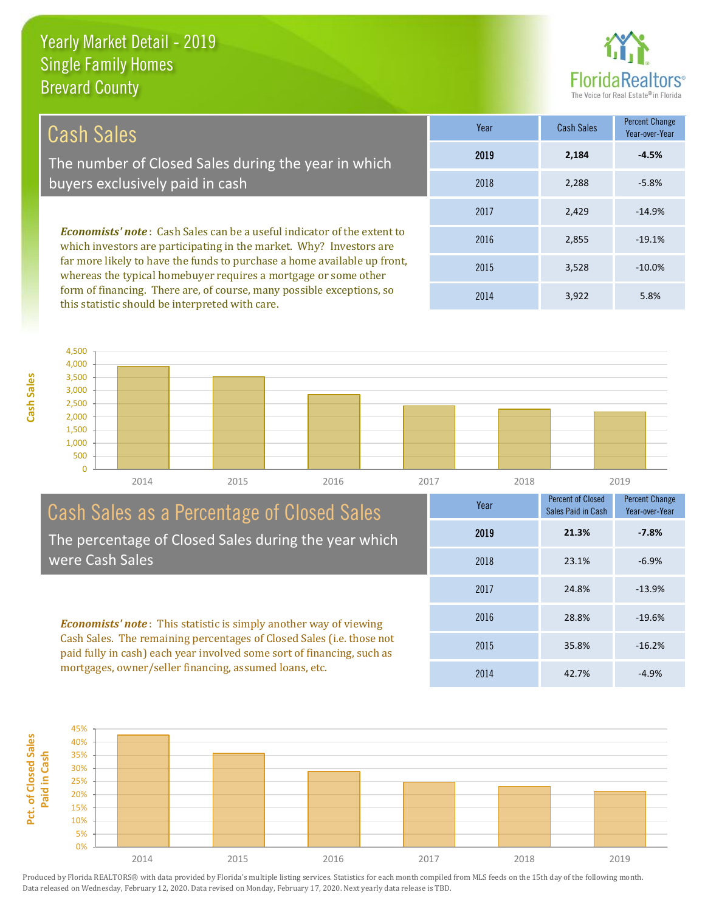Yearly Market Detail - 2019
Single Family Homes
Brevard County

FloridaRealtors
The Voice for Real Estate® in Florida

## Cash Sales

The number of Closed Sales during the year in which buyers exclusively paid in cash

***Economists' note***: Cash Sales can be a useful indicator of the extent to which investors are participating in the market. Why? Investors are far more likely to have the funds to purchase a home available up front, whereas the typical homebuyer requires a mortgage or some other form of financing. There are, of course, many possible exceptions, so this statistic should be interpreted with care.

| Year | Cash Sales | Percent Change Year-over-Year |
|---|---|---|
| **2019** | **2,184** | **-4.5%** |
| 2018 | 2,288 | -5.8% |
| 2017 | 2,429 | -14.9% |
| 2016 | 2,855 | -19.1% |
| 2015 | 3,528 | -10.0% |
| 2014 | 3,922 | 5.8% |

Cash Sales
4,500
4,000
3,500
3,000
2,500
2,000
1,500
1,000
500
0
2014 2015 2016 2017 2018 2019

## Cash Sales as a Percentage of Closed Sales

The percentage of Closed Sales during the year which were Cash Sales

***Economists' note***: This statistic is simply another way of viewing Cash Sales. The remaining percentages of Closed Sales (i.e. those not paid fully in cash) each year involved some sort of financing, such as mortgages, owner/seller financing, assumed loans, etc.

| Year | Percent of Closed Sales Paid in Cash | Percent Change Year-over-Year |
|---|---|---|
| **2019** | **21.3%** | **-7.8%** |
| 2018 | 23.1% | -6.9% |
| 2017 | 24.8% | -13.9% |
| 2016 | 28.8% | -19.6% |
| 2015 | 35.8% | -16.2% |
| 2014 | 42.7% | -4.9% |

Pct. of Closed Sales Paid in Cash
45%
40%
35%
30%
25%
20%
15%
10%
5%
0%
2014 2015 2016 2017 2018 2019

Produced by Florida REALTORS® with data provided by Florida's multiple listing services. Statistics for each month compiled from MLS feeds on the 15th day of the following month. Data released on Wednesday, February 12, 2020. Data revised on Monday, February 17, 2020. Next yearly data release is TBD.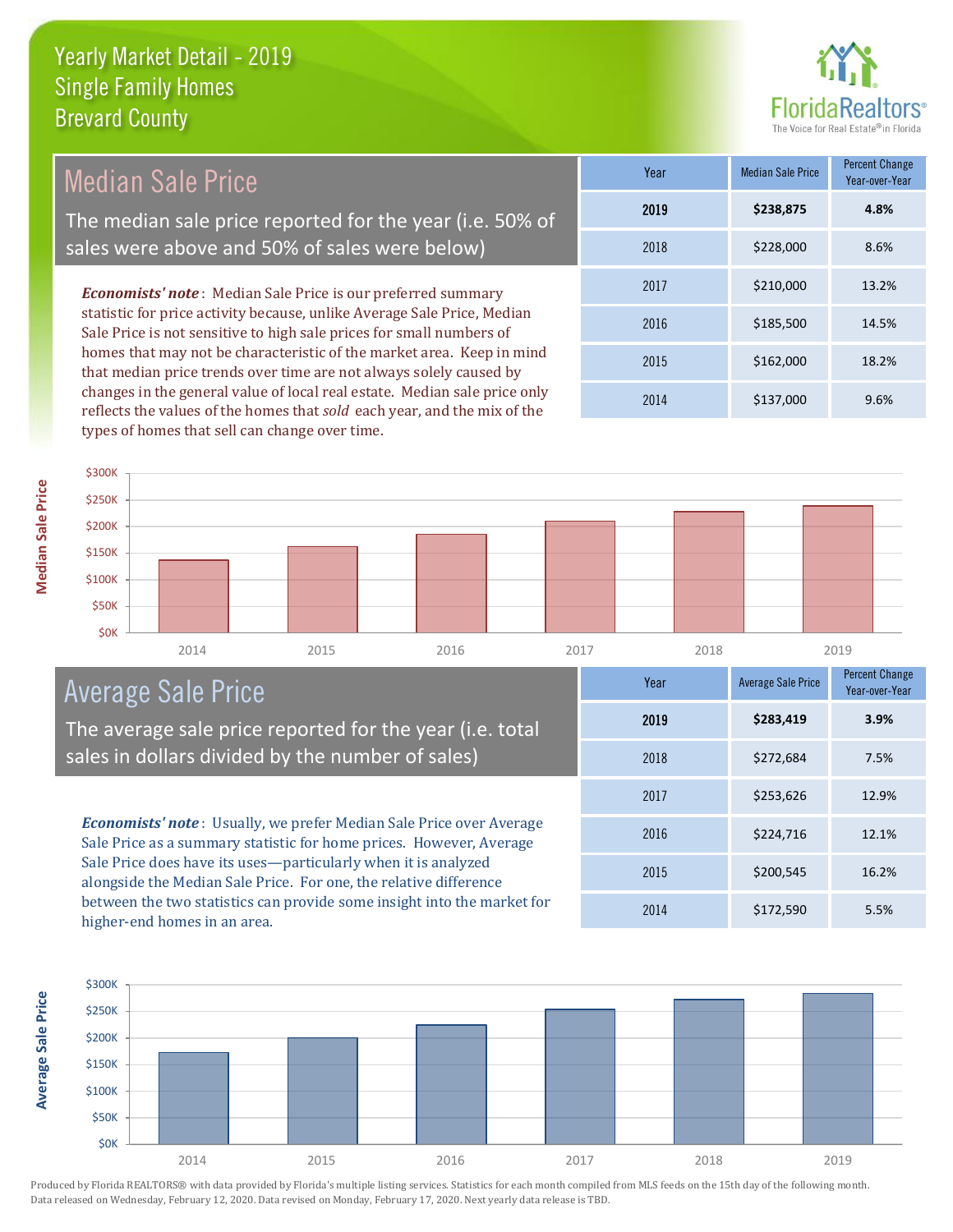# Yearly Market Detail - 2019
## Single Family Homes
## Brevard County

FloridaRealtors®
The Voice for Real Estate® in Florida

## Median Sale Price

The median sale price reported for the year (i.e. 50% of sales were above and 50% of sales were below)

***Economists' note***: Median Sale Price is our preferred summary statistic for price activity because, unlike Average Sale Price, Median Sale Price is not sensitive to high sale prices for small numbers of homes that may not be characteristic of the market area. Keep in mind that median price trends over time are not always solely caused by changes in the general value of local real estate. Median sale price only reflects the values of the homes that *sold* each year, and the mix of the types of homes that sell can change over time.

| Year | Median Sale Price | Percent Change Year-over-Year |
|---|---|---|
| **2019** | **$238,875** | **4.8%** |
| 2018 | $228,000 | 8.6% |
| 2017 | $210,000 | 13.2% |
| 2016 | $185,500 | 14.5% |
| 2015 | $162,000 | 18.2% |
| 2014 | $137,000 | 9.6% |

Median Sale Price

$300K
$250K
$200K
$150K
$100K
$50K
$0K

2014 2015 2016 2017 2018 2019

## Average Sale Price

The average sale price reported for the year (i.e. total sales in dollars divided by the number of sales)

***Economists' note***: Usually, we prefer Median Sale Price over Average Sale Price as a summary statistic for home prices. However, Average Sale Price does have its uses—particularly when it is analyzed alongside the Median Sale Price. For one, the relative difference between the two statistics can provide some insight into the market for higher-end homes in an area.

| Year | Average Sale Price | Percent Change Year-over-Year |
|---|---|---|
| **2019** | **$283,419** | **3.9%** |
| 2018 | $272,684 | 7.5% |
| 2017 | $253,626 | 12.9% |
| 2016 | $224,716 | 12.1% |
| 2015 | $200,545 | 16.2% |
| 2014 | $172,590 | 5.5% |

Average Sale Price

$300K
$250K
$200K
$150K
$100K
$50K
$0K

2014 2015 2016 2017 2018 2019

Produced by Florida REALTORS® with data provided by Florida's multiple listing services. Statistics for each month compiled from MLS feeds on the 15th day of the following month. Data released on Wednesday, February 12, 2020. Data revised on Monday, February 17, 2020. Next yearly data release is TBD.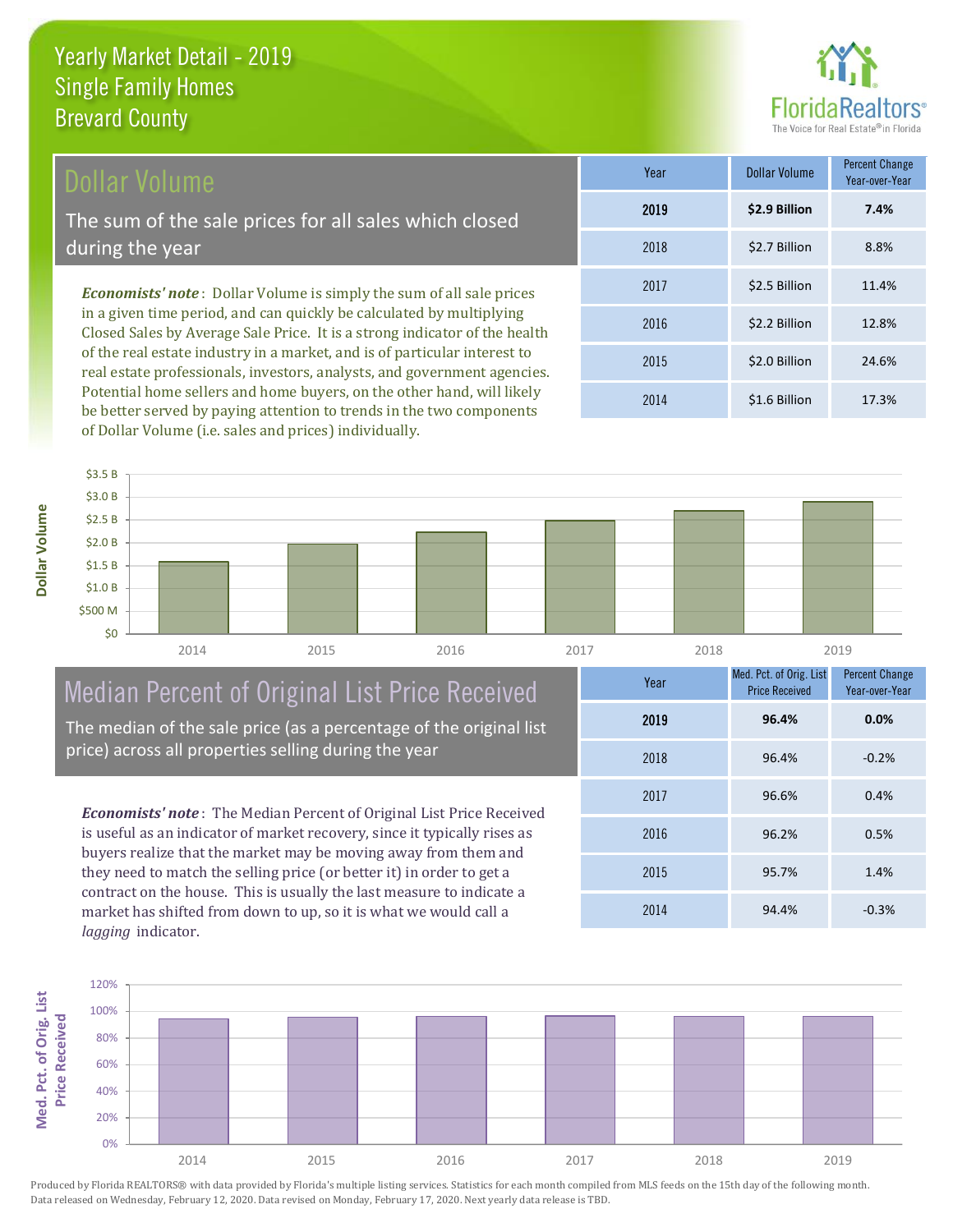# Yearly Market Detail - 2019
## Single Family Homes
## Brevard County

FloridaRealtors®
The Voice for Real Estate® in Florida

## Dollar Volume

The sum of the sale prices for all sales which closed during the year

*Economists' note*: Dollar Volume is simply the sum of all sale prices in a given time period, and can quickly be calculated by multiplying Closed Sales by Average Sale Price. It is a strong indicator of the health of the real estate industry in a market, and is of particular interest to real estate professionals, investors, analysts, and government agencies. Potential home sellers and home buyers, on the other hand, will likely be better served by paying attention to trends in the two components of Dollar Volume (i.e. sales and prices) individually.

| Year | Dollar Volume | Percent Change Year-over-Year |
|---|---|---|
| **2019** | **$2.9 Billion** | **7.4%** |
| 2018 | $2.7 Billion | 8.8% |
| 2017 | $2.5 Billion | 11.4% |
| 2016 | $2.2 Billion | 12.8% |
| 2015 | $2.0 Billion | 24.6% |
| 2014 | $1.6 Billion | 17.3% |

Dollar Volume
$3.5 B
$3.0 B
$2.5 B
$2.0 B
$1.5 B
$1.0 B
$500 M
$0
2014 2015 2016 2017 2018 2019

## Median Percent of Original List Price Received

The median of the sale price (as a percentage of the original list price) across all properties selling during the year

*Economists' note*: The Median Percent of Original List Price Received is useful as an indicator of market recovery, since it typically rises as buyers realize that the market may be moving away from them and they need to match the selling price (or better it) in order to get a contract on the house. This is usually the last measure to indicate a market has shifted from down to up, so it is what we would call a *lagging* indicator.

| Year | Med. Pct. of Orig. List Price Received | Percent Change Year-over-Year |
|---|---|---|
| **2019** | **96.4%** | **0.0%** |
| 2018 | 96.4% | -0.2% |
| 2017 | 96.6% | 0.4% |
| 2016 | 96.2% | 0.5% |
| 2015 | 95.7% | 1.4% |
| 2014 | 94.4% | -0.3% |

Med. Pct. of Orig. List Price Received
120%
100%
80%
60%
40%
20%
0%
2014 2015 2016 2017 2018 2019

Produced by Florida REALTORS® with data provided by Florida's multiple listing services. Statistics for each month compiled from MLS feeds on the 15th day of the following month. Data released on Wednesday, February 12, 2020. Data revised on Monday, February 17, 2020. Next yearly data release is TBD.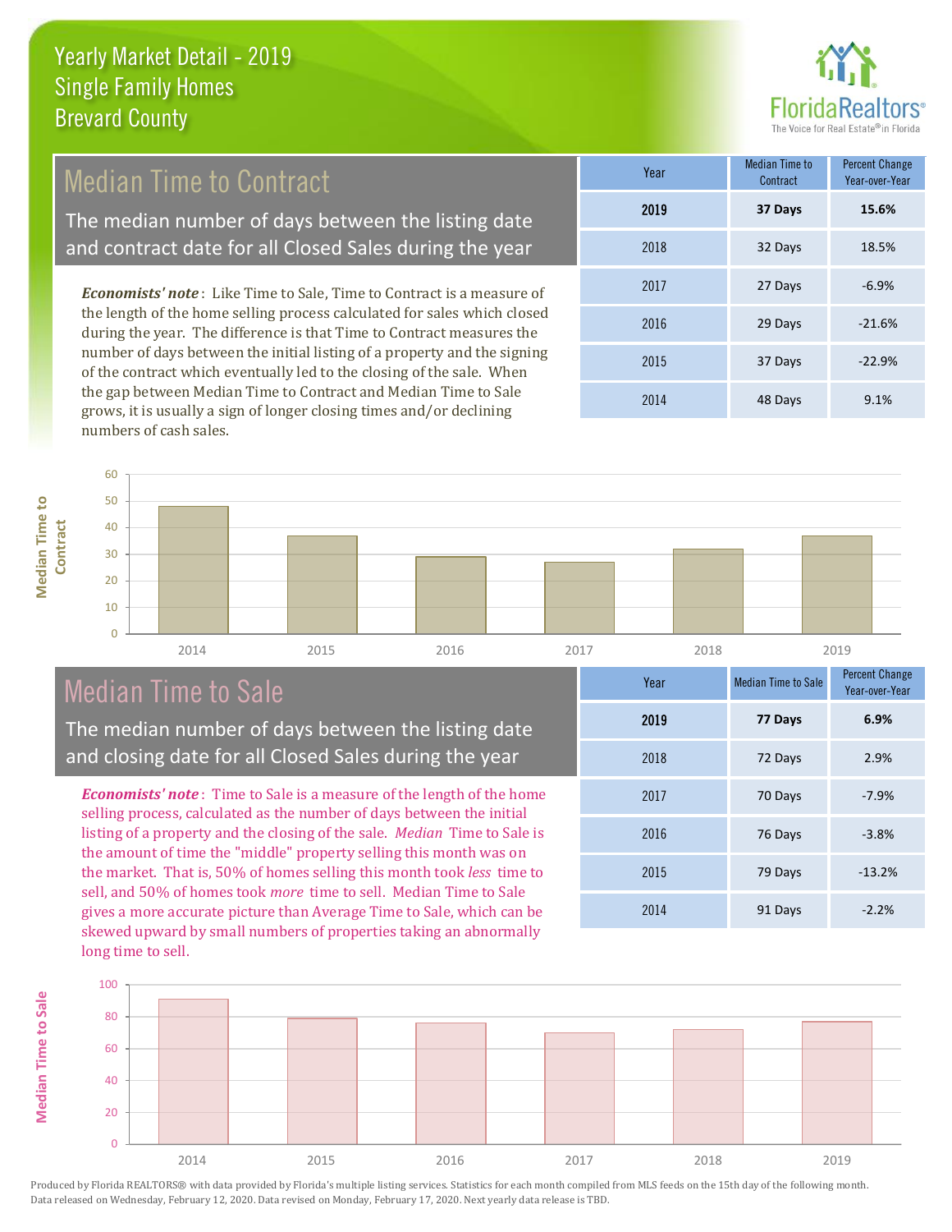Yearly Market Detail - 2019
Single Family Homes
Brevard County

## Median Time to Contract

The median number of days between the listing date and contract date for all Closed Sales during the year

*Economists' note*: Like Time to Sale, Time to Contract is a measure of the length of the home selling process calculated for sales which closed during the year. The difference is that Time to Contract measures the number of days between the initial listing of a property and the signing of the contract which eventually led to the closing of the sale. When the gap between Median Time to Contract and Median Time to Sale grows, it is usually a sign of longer closing times and/or declining numbers of cash sales.

| Year | Median Time to Contract | Percent Change Year-over-Year |
|---|---|---|
| **2019** | **37 Days** | **15.6%** |
| 2018 | 32 Days | 18.5% |
| 2017 | 27 Days | -6.9% |
| 2016 | 29 Days | -21.6% |
| 2015 | 37 Days | -22.9% |
| 2014 | 48 Days | 9.1% |

## Median Time to Sale

The median number of days between the listing date and closing date for all Closed Sales during the year

*Economists' note*: Time to Sale is a measure of the length of the home selling process, calculated as the number of days between the initial listing of a property and the closing of the sale. *Median* Time to Sale is the amount of time the "middle" property selling this month was on the market. That is, 50% of homes selling this month took *less* time to sell, and 50% of homes took *more* time to sell. Median Time to Sale gives a more accurate picture than Average Time to Sale, which can be skewed upward by small numbers of properties taking an abnormally long time to sell.

| Year | Median Time to Sale | Percent Change Year-over-Year |
|---|---|---|
| **2019** | **77 Days** | **6.9%** |
| 2018 | 72 Days | 2.9% |
| 2017 | 70 Days | -7.9% |
| 2016 | 76 Days | -3.8% |
| 2015 | 79 Days | -13.2% |
| 2014 | 91 Days | -2.2% |

Produced by Florida REALTORS® with data provided by Florida's multiple listing services. Statistics for each month compiled from MLS feeds on the 15th day of the following month. Data released on Wednesday, February 12, 2020. Data revised on Monday, February 17, 2020. Next yearly data release is TBD.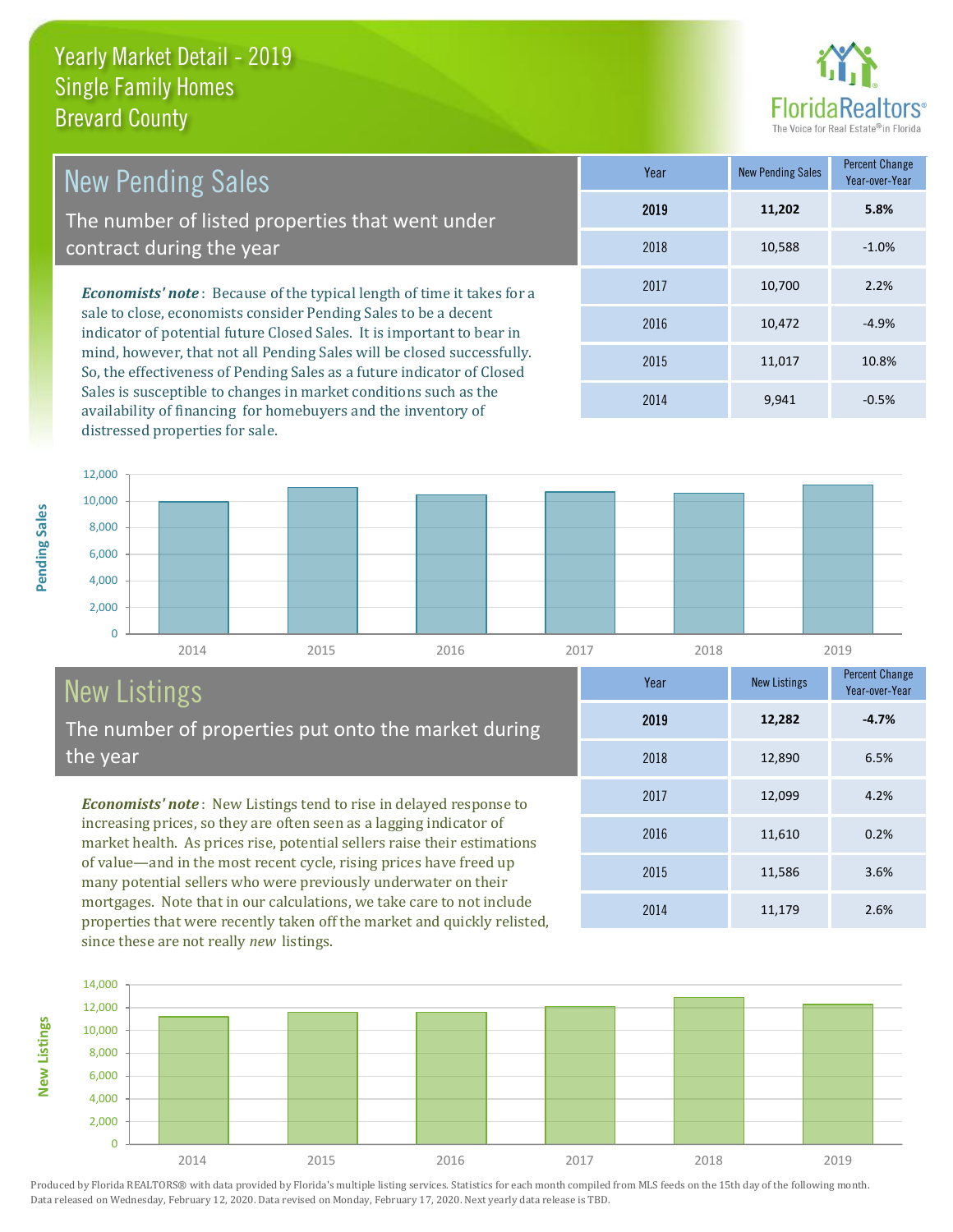# Yearly Market Detail - 2019
## Single Family Homes
## Brevard County

FloridaRealtors®
The Voice for Real Estate® in Florida

## New Pending Sales

The number of listed properties that went under contract during the year

***Economists' note***: Because of the typical length of time it takes for a sale to close, economists consider Pending Sales to be a decent indicator of potential future Closed Sales. It is important to bear in mind, however, that not all Pending Sales will be closed successfully. So, the effectiveness of Pending Sales as a future indicator of Closed Sales is susceptible to changes in market conditions such as the availability of financing for homebuyers and the inventory of distressed properties for sale.

| Year | New Pending Sales | Percent Change Year-over-Year |
|---|---|---|
| **2019** | **11,202** | **5.8%** |
| 2018 | 10,588 | -1.0% |
| 2017 | 10,700 | 2.2% |
| 2016 | 10,472 | -4.9% |
| 2015 | 11,017 | 10.8% |
| 2014 | 9,941 | -0.5% |

Pending Sales
12,000
10,000
8,000
6,000
4,000
2,000
0
2014 2015 2016 2017 2018 2019

## New Listings

The number of properties put onto the market during the year

***Economists' note***: New Listings tend to rise in delayed response to increasing prices, so they are often seen as a lagging indicator of market health. As prices rise, potential sellers raise their estimations of value—and in the most recent cycle, rising prices have freed up many potential sellers who were previously underwater on their mortgages. Note that in our calculations, we take care to not include properties that were recently taken off the market and quickly relisted, since these are not really *new* listings.

| Year | New Listings | Percent Change Year-over-Year |
|---|---|---|
| **2019** | **12,282** | **-4.7%** |
| 2018 | 12,890 | 6.5% |
| 2017 | 12,099 | 4.2% |
| 2016 | 11,610 | 0.2% |
| 2015 | 11,586 | 3.6% |
| 2014 | 11,179 | 2.6% |

New Listings
14,000
12,000
10,000
8,000
6,000
4,000
2,000
0
2014 2015 2016 2017 2018 2019

Produced by Florida REALTORS® with data provided by Florida's multiple listing services. Statistics for each month compiled from MLS feeds on the 15th day of the following month. Data released on Wednesday, February 12, 2020. Data revised on Monday, February 17, 2020. Next yearly data release is TBD.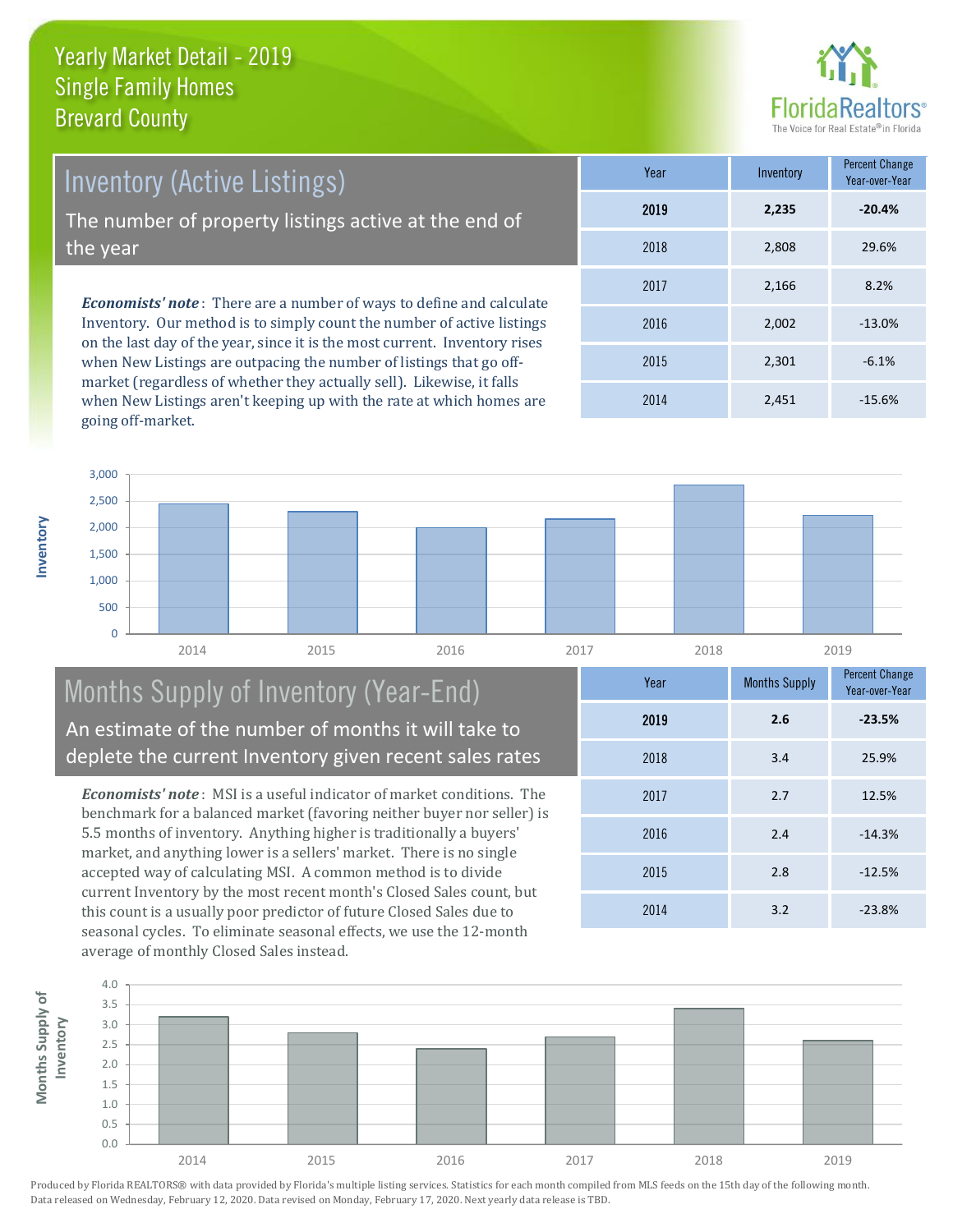Yearly Market Detail - 2019
Single Family Homes
Brevard County

## Inventory (Active Listings)

The number of property listings active at the end of the year

***Economists' note***: There are a number of ways to define and calculate Inventory. Our method is to simply count the number of active listings on the last day of the year, since it is the most current. Inventory rises when New Listings are outpacing the number of listings that go off-market (regardless of whether they actually sell). Likewise, it falls when New Listings aren't keeping up with the rate at which homes are going off-market.

| Year | Inventory | Percent Change Year-over-Year |
|---|---|---|
| **2019** | **2,235** | **-20.4%** |
| 2018 | 2,808 | 29.6% |
| 2017 | 2,166 | 8.2% |
| 2016 | 2,002 | -13.0% |
| 2015 | 2,301 | -6.1% |
| 2014 | 2,451 | -15.6% |

Inventory
3,000
2,500
2,000
1,500
1,000
500
0
2014 2015 2016 2017 2018 2019

## Months Supply of Inventory (Year-End)

An estimate of the number of months it will take to deplete the current Inventory given recent sales rates

***Economists' note***: MSI is a useful indicator of market conditions. The benchmark for a balanced market (favoring neither buyer nor seller) is 5.5 months of inventory. Anything higher is traditionally a buyers' market, and anything lower is a sellers' market. There is no single accepted way of calculating MSI. A common method is to divide current Inventory by the most recent month's Closed Sales count, but this count is a usually poor predictor of future Closed Sales due to seasonal cycles. To eliminate seasonal effects, we use the 12-month average of monthly Closed Sales instead.

| Year | Months Supply | Percent Change Year-over-Year |
|---|---|---|
| **2019** | **2.6** | **-23.5%** |
| 2018 | 3.4 | 25.9% |
| 2017 | 2.7 | 12.5% |
| 2016 | 2.4 | -14.3% |
| 2015 | 2.8 | -12.5% |
| 2014 | 3.2 | -23.8% |

Months Supply of Inventory
4.0
3.5
3.0
2.5
2.0
1.5
1.0
0.5
0.0
2014 2015 2016 2017 2018 2019

Produced by Florida REALTORS® with data provided by Florida's multiple listing services. Statistics for each month compiled from MLS feeds on the 15th day of the following month. Data released on Wednesday, February 12, 2020. Data revised on Monday, February 17, 2020. Next yearly data release is TBD.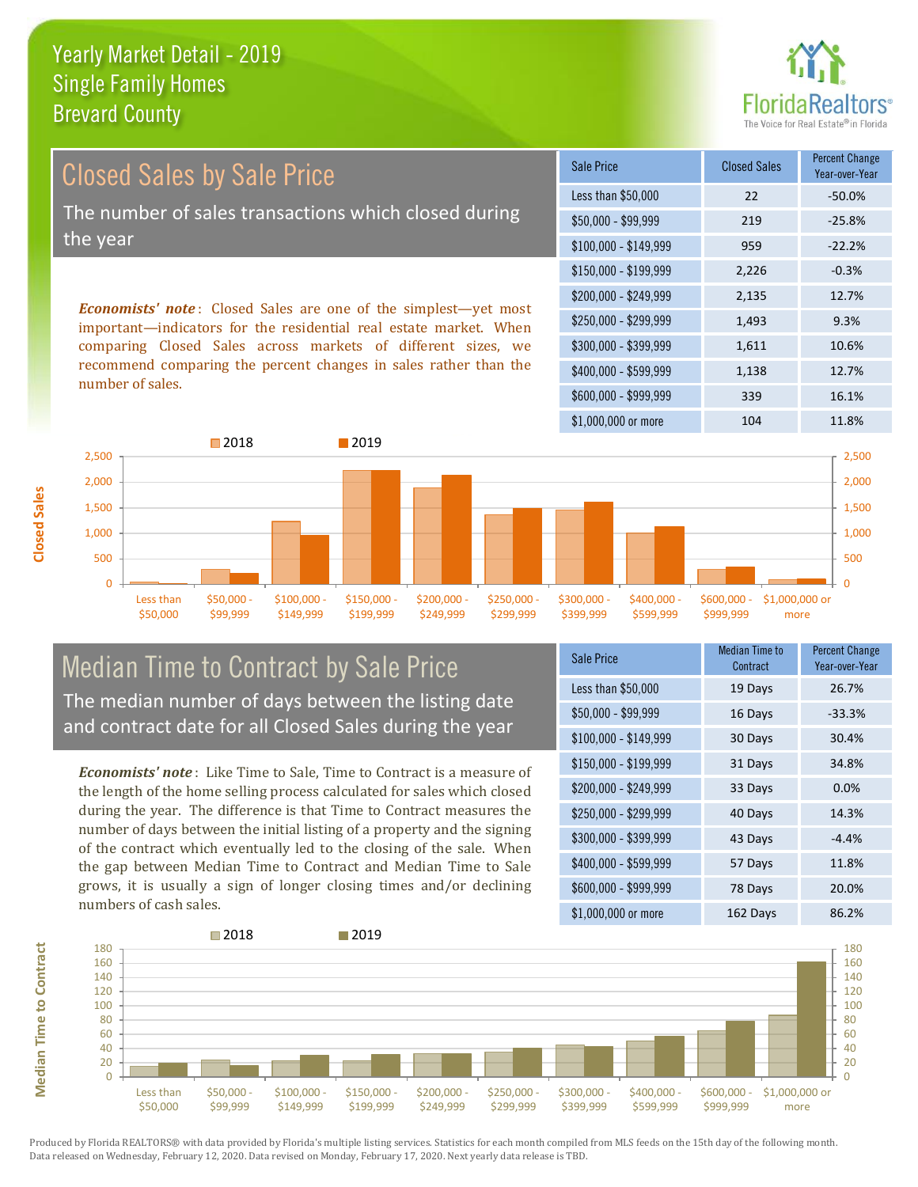# Yearly Market Detail - 2019
## Single Family Homes
## Brevard County

FloridaRealtors® The Voice for Real Estate® in Florida

## Closed Sales by Sale Price

The number of sales transactions which closed during the year

***Economists' note***: Closed Sales are one of the simplest—yet most important—indicators for the residential real estate market. When comparing Closed Sales across markets of different sizes, we recommend comparing the percent changes in sales rather than the number of sales.

| Sale Price | Closed Sales | Percent Change Year-over-Year |
|---|---|---|
| Less than $50,000 | 22 | -50.0% |
| $50,000 - $99,999 | 219 | -25.8% |
| $100,000 - $149,999 | 959 | -22.2% |
| $150,000 - $199,999 | 2,226 | -0.3% |
| $200,000 - $249,999 | 2,135 | 12.7% |
| $250,000 - $299,999 | 1,493 | 9.3% |
| $300,000 - $399,999 | 1,611 | 10.6% |
| $400,000 - $599,999 | 1,138 | 12.7% |
| $600,000 - $999,999 | 339 | 16.1% |
| $1,000,000 or more | 104 | 11.8% |

2018
2019
Closed Sales
2,500
2,000
1,500
1,000
500
0
Less than $50,000
$50,000 - $99,999
$100,000 - $149,999
$150,000 - $199,999
$200,000 - $249,999
$250,000 - $299,999
$300,000 - $399,999
$400,000 - $599,999
$600,000 - $999,999
$1,000,000 or more

## Median Time to Contract by Sale Price

The median number of days between the listing date and contract date for all Closed Sales during the year

***Economists' note***: Like Time to Sale, Time to Contract is a measure of the length of the home selling process calculated for sales which closed during the year. The difference is that Time to Contract measures the number of days between the initial listing of a property and the signing of the contract which eventually led to the closing of the sale. When the gap between Median Time to Contract and Median Time to Sale grows, it is usually a sign of longer closing times and/or declining numbers of cash sales.

| Sale Price | Median Time to Contract | Percent Change Year-over-Year |
|---|---|---|
| Less than $50,000 | 19 Days | 26.7% |
| $50,000 - $99,999 | 16 Days | -33.3% |
| $100,000 - $149,999 | 30 Days | 30.4% |
| $150,000 - $199,999 | 31 Days | 34.8% |
| $200,000 - $249,999 | 33 Days | 0.0% |
| $250,000 - $299,999 | 40 Days | 14.3% |
| $300,000 - $399,999 | 43 Days | -4.4% |
| $400,000 - $599,999 | 57 Days | 11.8% |
| $600,000 - $999,999 | 78 Days | 20.0% |
| $1,000,000 or more | 162 Days | 86.2% |

2018
2019
Median Time to Contract
180
160
140
120
100
80
60
40
20
0
Less than $50,000
$50,000 - $99,999
$100,000 - $149,999
$150,000 - $199,999
$200,000 - $249,999
$250,000 - $299,999
$300,000 - $399,999
$400,000 - $599,999
$600,000 - $999,999
$1,000,000 or more

Produced by Florida REALTORS® with data provided by Florida's multiple listing services. Statistics for each month compiled from MLS feeds on the 15th day of the following month. Data released on Wednesday, February 12, 2020. Data revised on Monday, February 17, 2020. Next yearly data release is TBD.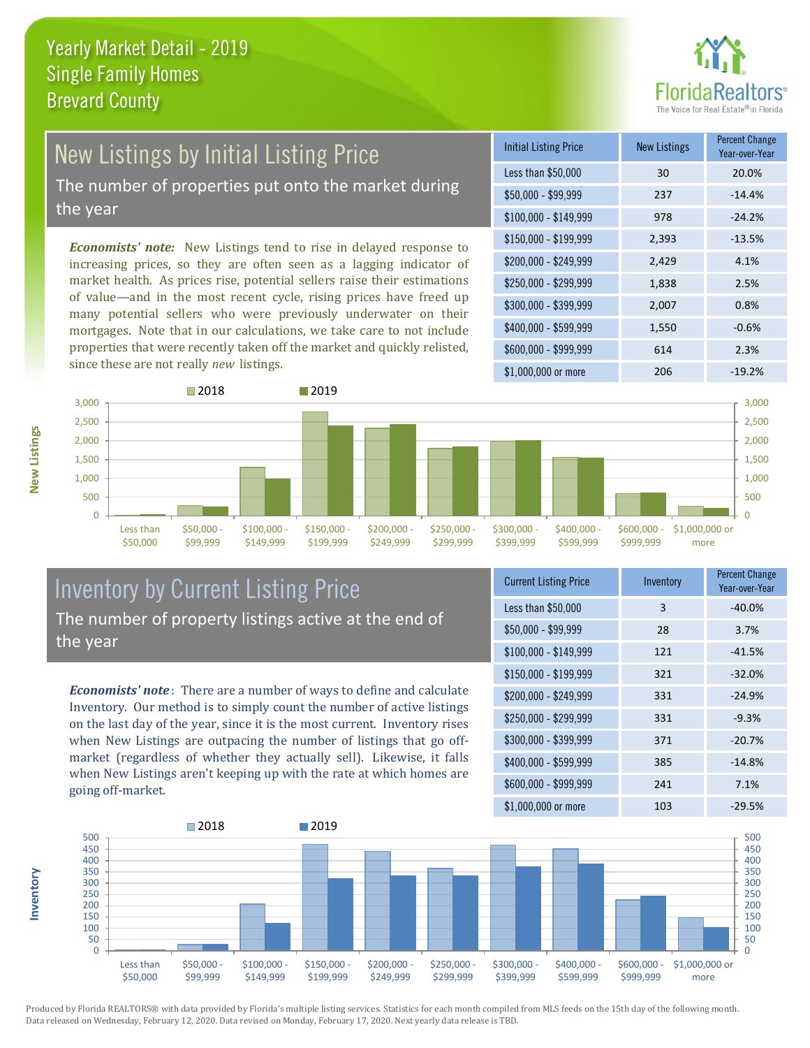# Yearly Market Detail - 2019
## Single Family Homes
## Brevard County

FloridaRealtors®
The Voice for Real Estate® in Florida

## New Listings by Initial Listing Price

The number of properties put onto the market during the year

*Economists' note:* New Listings tend to rise in delayed response to increasing prices, so they are often seen as a lagging indicator of market health. As prices rise, potential sellers raise their estimations of value—and in the most recent cycle, rising prices have freed up many potential sellers who were previously underwater on their mortgages. Note that in our calculations, we take care to not include properties that were recently taken off the market and quickly relisted, since these are not really *new* listings.

| Initial Listing Price | New Listings | Percent Change Year-over-Year |
|---|---|---|
| Less than $50,000 | 30 | 20.0% |
| $50,000 - $99,999 | 237 | -14.4% |
| $100,000 - $149,999 | 978 | -24.2% |
| $150,000 - $199,999 | 2,393 | -13.5% |
| $200,000 - $249,999 | 2,429 | 4.1% |
| $250,000 - $299,999 | 1,838 | 2.5% |
| $300,000 - $399,999 | 2,007 | 0.8% |
| $400,000 - $599,999 | 1,550 | -0.6% |
| $600,000 - $999,999 | 614 | 2.3% |
| $1,000,000 or more | 206 | -19.2% |

2018
2019
New Listings
3,000
2,500
2,000
1,500
1,000
500
0
Less than $50,000
$50,000 - $99,999
$100,000 - $149,999
$150,000 - $199,999
$200,000 - $249,999
$250,000 - $299,999
$300,000 - $399,999
$400,000 - $599,999
$600,000 - $999,999
$1,000,000 or more

## Inventory by Current Listing Price

The number of property listings active at the end of the year

*Economists' note*: There are a number of ways to define and calculate Inventory. Our method is to simply count the number of active listings on the last day of the year, since it is the most current. Inventory rises when New Listings are outpacing the number of listings that go off-market (regardless of whether they actually sell). Likewise, it falls when New Listings aren't keeping up with the rate at which homes are going off-market.

| Current Listing Price | Inventory | Percent Change Year-over-Year |
|---|---|---|
| Less than $50,000 | 3 | -40.0% |
| $50,000 - $99,999 | 28 | 3.7% |
| $100,000 - $149,999 | 121 | -41.5% |
| $150,000 - $199,999 | 321 | -32.0% |
| $200,000 - $249,999 | 331 | -24.9% |
| $250,000 - $299,999 | 331 | -9.3% |
| $300,000 - $399,999 | 371 | -20.7% |
| $400,000 - $599,999 | 385 | -14.8% |
| $600,000 - $999,999 | 241 | 7.1% |
| $1,000,000 or more | 103 | -29.5% |

2018
2019
Inventory
500
450
400
350
300
250
200
150
100
50
0
Less than $50,000
$50,000 - $99,999
$100,000 - $149,999
$150,000 - $199,999
$200,000 - $249,999
$250,000 - $299,999
$300,000 - $399,999
$400,000 - $599,999
$600,000 - $999,999
$1,000,000 or more

Produced by Florida REALTORS® with data provided by Florida's multiple listing services. Statistics for each month compiled from MLS feeds on the 15th day of the following month. Data released on Wednesday, February 12, 2020. Data revised on Monday, February 17, 2020. Next yearly data release is TBD.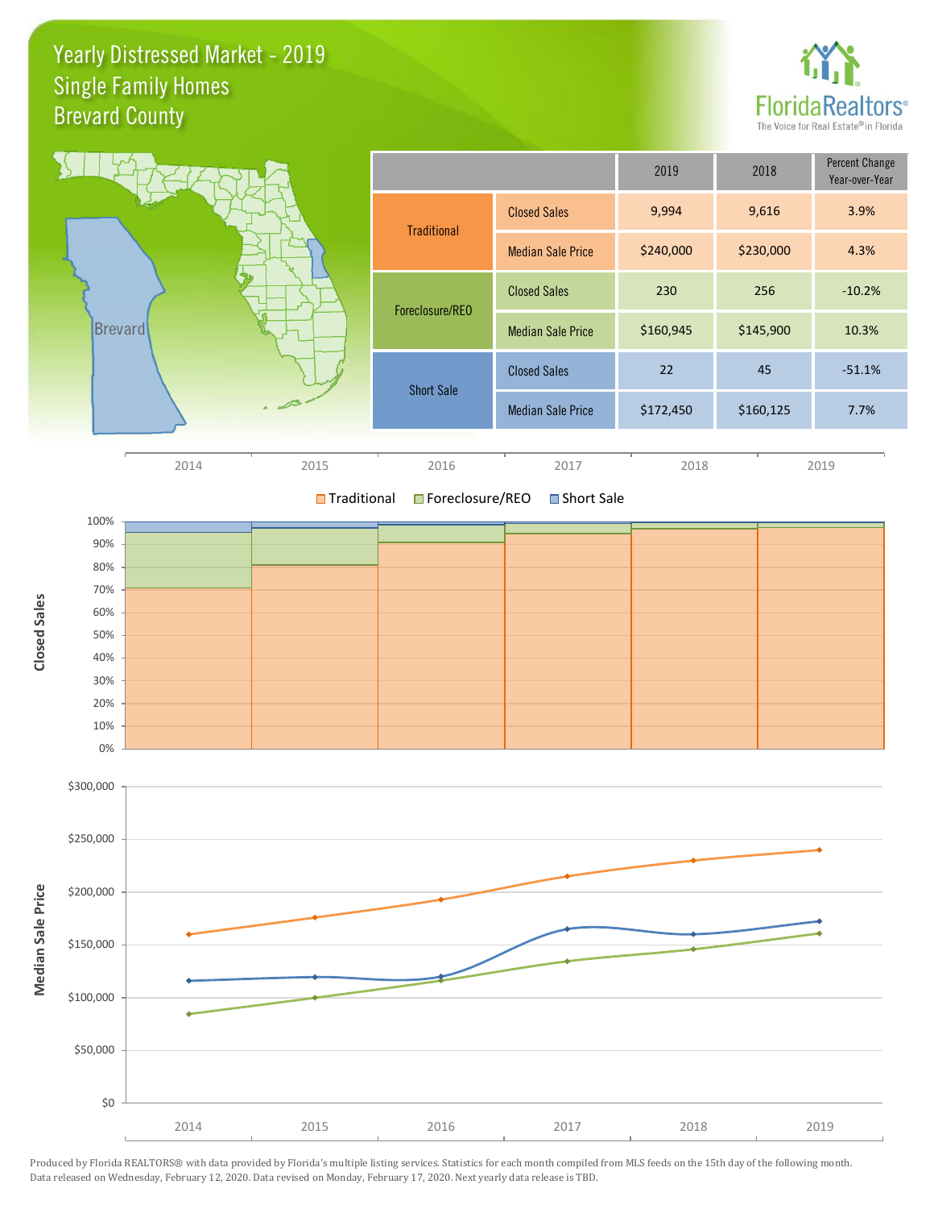# Yearly Distressed Market - 2019
## Single Family Homes
## Brevard County

FloridaRealtors®
The Voice for Real Estate® in Florida

Brevard

| | | 2019 | 2018 | Percent Change Year-over-Year |
|---|---|---|---|---|
| Traditional | Closed Sales | 9,994 | 9,616 | 3.9% |
| | Median Sale Price | $240,000 | $230,000 | 4.3% |
| Foreclosure/REO | Closed Sales | 230 | 256 | -10.2% |
| | Median Sale Price | $160,945 | $145,900 | 10.3% |
| Short Sale | Closed Sales | 22 | 45 | -51.1% |
| | Median Sale Price | $172,450 | $160,125 | 7.7% |

2014 2015 2016 2017 2018 2019

Traditional   Foreclosure/REO   Short Sale

Closed Sales

100% 90% 80% 70% 60% 50% 40% 30% 20% 10% 0%

Median Sale Price

$300,000 $250,000 $200,000 $150,000 $100,000 $50,000 $0

2014 2015 2016 2017 2018 2019

Produced by Florida REALTORS® with data provided by Florida's multiple listing services. Statistics for each month compiled from MLS feeds on the 15th day of the following month. Data released on Wednesday, February 12, 2020. Data revised on Monday, February 17, 2020. Next yearly data release is TBD.